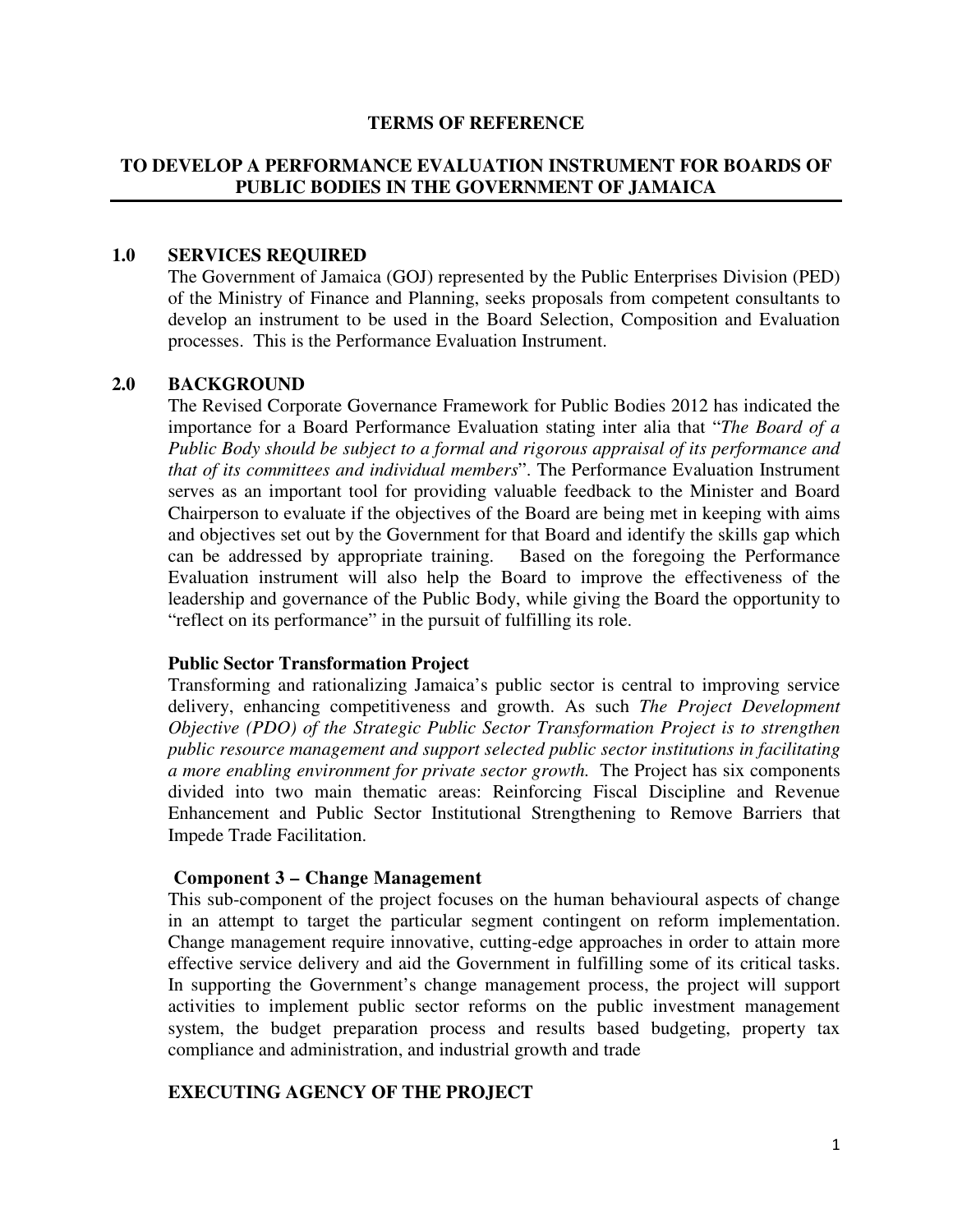**TERMS OF REFERENCE**

# TO DEVELOP A PERFORMANCE EVALUATION INSTRUMENT FOR BOARDS OF PUBLIC BODIES IN THE GOVERNMENT OF JAMAICA

## 1.0 SERVICES REQUIRED

The Government of Jamaica (GOJ) represented by the Public Enterprises Division (PED) of the Ministry of Finance and Planning, seeks proposals from competent consultants to develop an instrument to be used in the Board Selection, Composition and Evaluation processes. This is the Performance Evaluation Instrument.

## 2.0 BACKGROUND

The Revised Corporate Governance Framework for Public Bodies 2012 has indicated the importance for a Board Performance Evaluation stating inter alia that "*The Board of a Public Body should be subject to a formal and rigorous appraisal of its performance and that of its committees and individual members*". The Performance Evaluation Instrument serves as an important tool for providing valuable feedback to the Minister and Board Chairperson to evaluate if the objectives of the Board are being met in keeping with aims and objectives set out by the Government for that Board and identify the skills gap which can be addressed by appropriate training. Based on the foregoing the Performance Evaluation instrument will also help the Board to improve the effectiveness of the leadership and governance of the Public Body, while giving the Board the opportunity to "reflect on its performance" in the pursuit of fulfilling its role.

### Public Sector Transformation Project

Transforming and rationalizing Jamaica's public sector is central to improving service delivery, enhancing competitiveness and growth. As such *The Project Development Objective (PDO) of the Strategic Public Sector Transformation Project is to strengthen public resource management and support selected public sector institutions in facilitating a more enabling environment for private sector growth.* The Project has six components divided into two main thematic areas: Reinforcing Fiscal Discipline and Revenue Enhancement and Public Sector Institutional Strengthening to Remove Barriers that Impede Trade Facilitation.

### Component 3 – Change Management

This sub-component of the project focuses on the human behavioural aspects of change in an attempt to target the particular segment contingent on reform implementation. Change management require innovative, cutting-edge approaches in order to attain more effective service delivery and aid the Government in fulfilling some of its critical tasks. In supporting the Government's change management process, the project will support activities to implement public sector reforms on the public investment management system, the budget preparation process and results based budgeting, property tax compliance and administration, and industrial growth and trade

### EXECUTING AGENCY OF THE PROJECT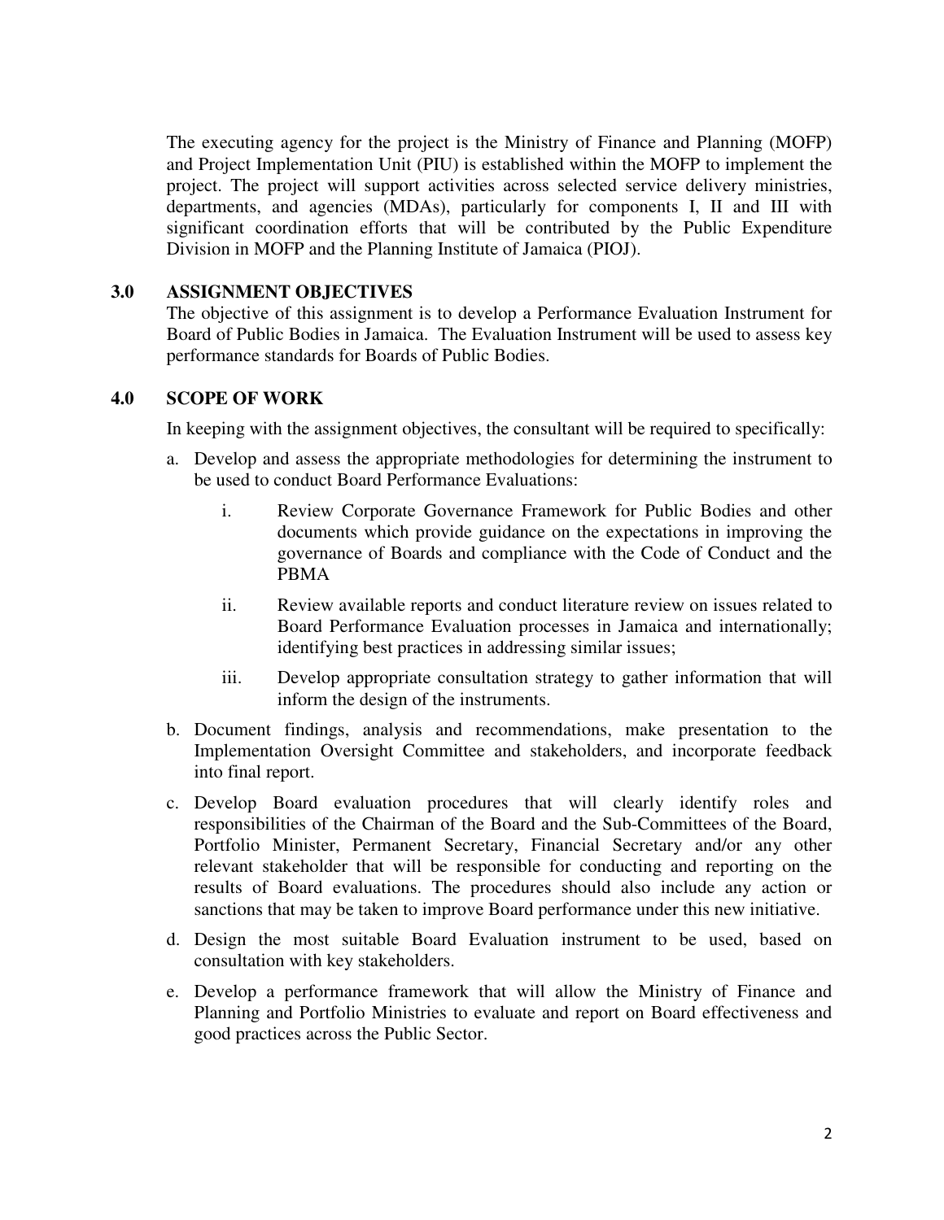The executing agency for the project is the Ministry of Finance and Planning (MOFP) and Project Implementation Unit (PIU) is established within the MOFP to implement the project. The project will support activities across selected service delivery ministries, departments, and agencies (MDAs), particularly for components I, II and III with significant coordination efforts that will be contributed by the Public Expenditure Division in MOFP and the Planning Institute of Jamaica (PIOJ).

## 3.0 ASSIGNMENT OBJECTIVES

The objective of this assignment is to develop a Performance Evaluation Instrument for Board of Public Bodies in Jamaica. The Evaluation Instrument will be used to assess key performance standards for Boards of Public Bodies.

## 4.0 SCOPE OF WORK

In keeping with the assignment objectives, the consultant will be required to specifically:

a. Develop and assess the appropriate methodologies for determining the instrument to be used to conduct Board Performance Evaluations:

   i. Review Corporate Governance Framework for Public Bodies and other documents which provide guidance on the expectations in improving the governance of Boards and compliance with the Code of Conduct and the PBMA

   ii. Review available reports and conduct literature review on issues related to Board Performance Evaluation processes in Jamaica and internationally; identifying best practices in addressing similar issues;

   iii. Develop appropriate consultation strategy to gather information that will inform the design of the instruments.

b. Document findings, analysis and recommendations, make presentation to the Implementation Oversight Committee and stakeholders, and incorporate feedback into final report.

c. Develop Board evaluation procedures that will clearly identify roles and responsibilities of the Chairman of the Board and the Sub-Committees of the Board, Portfolio Minister, Permanent Secretary, Financial Secretary and/or any other relevant stakeholder that will be responsible for conducting and reporting on the results of Board evaluations. The procedures should also include any action or sanctions that may be taken to improve Board performance under this new initiative.

d. Design the most suitable Board Evaluation instrument to be used, based on consultation with key stakeholders.

e. Develop a performance framework that will allow the Ministry of Finance and Planning and Portfolio Ministries to evaluate and report on Board effectiveness and good practices across the Public Sector.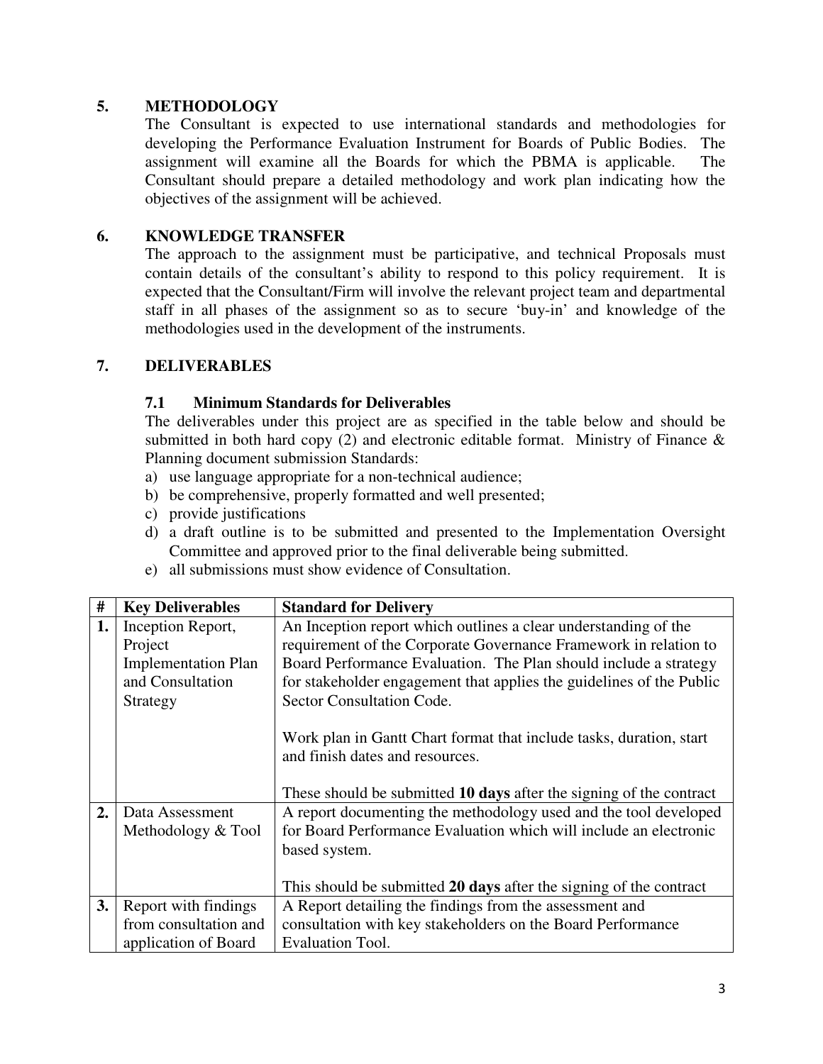## 5. METHODOLOGY

The Consultant is expected to use international standards and methodologies for developing the Performance Evaluation Instrument for Boards of Public Bodies. The assignment will examine all the Boards for which the PBMA is applicable. The Consultant should prepare a detailed methodology and work plan indicating how the objectives of the assignment will be achieved.

## 6. KNOWLEDGE TRANSFER

The approach to the assignment must be participative, and technical Proposals must contain details of the consultant's ability to respond to this policy requirement. It is expected that the Consultant/Firm will involve the relevant project team and departmental staff in all phases of the assignment so as to secure 'buy-in' and knowledge of the methodologies used in the development of the instruments.

## 7. DELIVERABLES

### 7.1 Minimum Standards for Deliverables

The deliverables under this project are as specified in the table below and should be submitted in both hard copy (2) and electronic editable format. Ministry of Finance & Planning document submission Standards:

a) use language appropriate for a non-technical audience;
b) be comprehensive, properly formatted and well presented;
c) provide justifications
d) a draft outline is to be submitted and presented to the Implementation Oversight Committee and approved prior to the final deliverable being submitted.
e) all submissions must show evidence of Consultation.

| # | Key Deliverables | Standard for Delivery |
|---|---|---|
| **1.** | Inception Report, Project Implementation Plan and Consultation Strategy | An Inception report which outlines a clear understanding of the requirement of the Corporate Governance Framework in relation to Board Performance Evaluation. The Plan should include a strategy for stakeholder engagement that applies the guidelines of the Public Sector Consultation Code.<br><br>Work plan in Gantt Chart format that include tasks, duration, start and finish dates and resources.<br><br>These should be submitted **10 days** after the signing of the contract |
| **2.** | Data Assessment Methodology & Tool | A report documenting the methodology used and the tool developed for Board Performance Evaluation which will include an electronic based system.<br><br>This should be submitted **20 days** after the signing of the contract |
| **3.** | Report with findings from consultation and application of Board | A Report detailing the findings from the assessment and consultation with key stakeholders on the Board Performance Evaluation Tool. |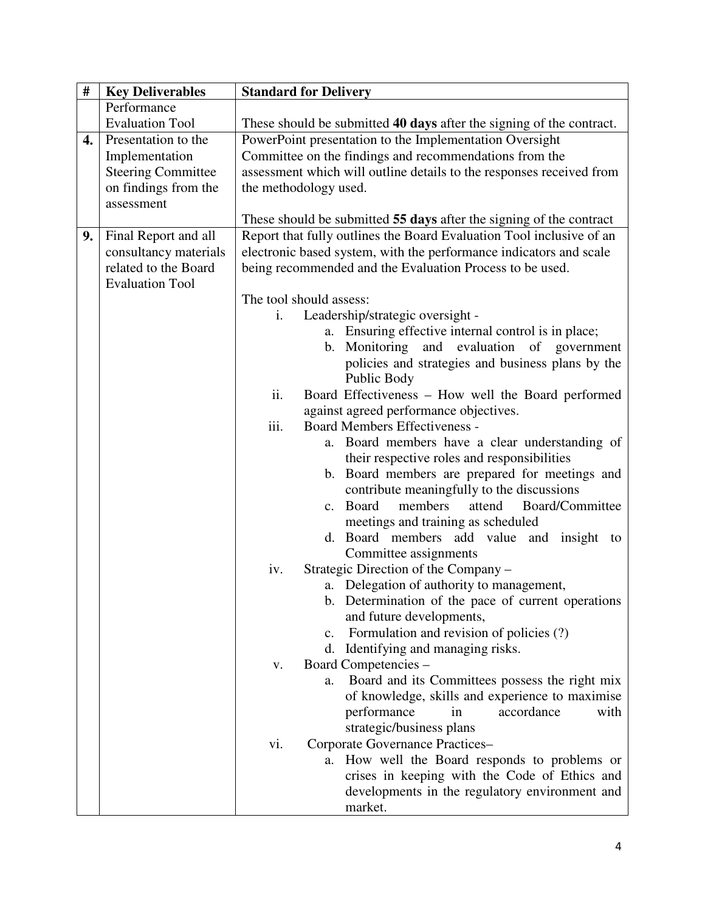| # | Key Deliverables | Standard for Delivery |
|---|---|---|
| | Performance Evaluation Tool | These should be submitted **40 days** after the signing of the contract. |
| **4.** | Presentation to the Implementation Steering Committee on findings from the assessment | PowerPoint presentation to the Implementation Oversight Committee on the findings and recommendations from the assessment which will outline details to the responses received from the methodology used.<br><br>These should be submitted **55 days** after the signing of the contract |
| **9.** | Final Report and all consultancy materials related to the Board Evaluation Tool | Report that fully outlines the Board Evaluation Tool inclusive of an electronic based system, with the performance indicators and scale being recommended and the Evaluation Process to be used.<br><br>The tool should assess:<br>i. Leadership/strategic oversight -<br>a. Ensuring effective internal control is in place;<br>b. Monitoring and evaluation of government policies and strategies and business plans by the Public Body<br>ii. Board Effectiveness – How well the Board performed against agreed performance objectives.<br>iii. Board Members Effectiveness -<br>a. Board members have a clear understanding of their respective roles and responsibilities<br>b. Board members are prepared for meetings and contribute meaningfully to the discussions<br>c. Board members attend Board/Committee meetings and training as scheduled<br>d. Board members add value and insight to Committee assignments<br>iv. Strategic Direction of the Company –<br>a. Delegation of authority to management,<br>b. Determination of the pace of current operations and future developments,<br>c. Formulation and revision of policies (?)<br>d. Identifying and managing risks.<br>v. Board Competencies –<br>a. Board and its Committees possess the right mix of knowledge, skills and experience to maximise performance in accordance with strategic/business plans<br>vi. Corporate Governance Practices–<br>a. How well the Board responds to problems or crises in keeping with the Code of Ethics and developments in the regulatory environment and market. |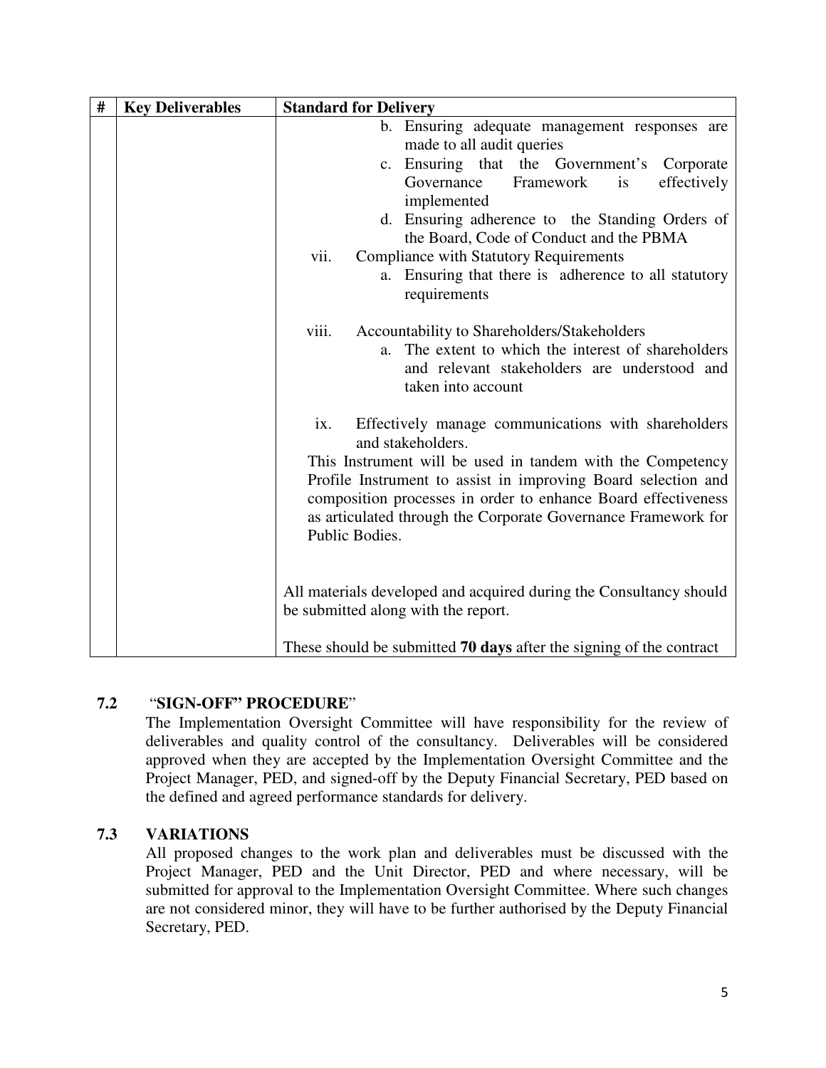| # | Key Deliverables | Standard for Delivery |
|---|---|---|
| | | b. Ensuring adequate management responses are made to all audit queries<br>c. Ensuring that the Government's Corporate Governance Framework is effectively implemented<br>d. Ensuring adherence to the Standing Orders of the Board, Code of Conduct and the PBMA<br>vii. Compliance with Statutory Requirements<br>a. Ensuring that there is adherence to all statutory requirements<br><br>viii. Accountability to Shareholders/Stakeholders<br>a. The extent to which the interest of shareholders and relevant stakeholders are understood and taken into account<br><br>ix. Effectively manage communications with shareholders and stakeholders.<br>This Instrument will be used in tandem with the Competency Profile Instrument to assist in improving Board selection and composition processes in order to enhance Board effectiveness as articulated through the Corporate Governance Framework for Public Bodies.<br><br>All materials developed and acquired during the Consultancy should be submitted along with the report.<br><br>These should be submitted **70 days** after the signing of the contract |

### 7.2 "SIGN-OFF" PROCEDURE"

The Implementation Oversight Committee will have responsibility for the review of deliverables and quality control of the consultancy. Deliverables will be considered approved when they are accepted by the Implementation Oversight Committee and the Project Manager, PED, and signed-off by the Deputy Financial Secretary, PED based on the defined and agreed performance standards for delivery.

### 7.3 VARIATIONS

All proposed changes to the work plan and deliverables must be discussed with the Project Manager, PED and the Unit Director, PED and where necessary, will be submitted for approval to the Implementation Oversight Committee. Where such changes are not considered minor, they will have to be further authorised by the Deputy Financial Secretary, PED.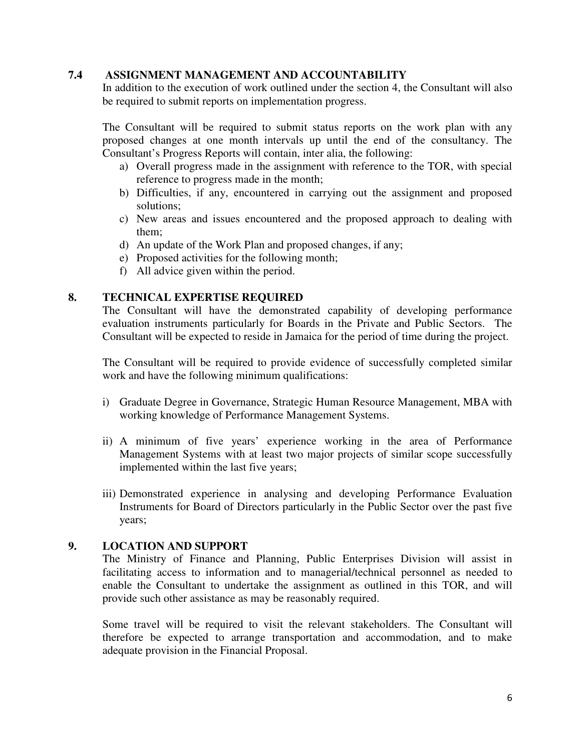## 7.4 ASSIGNMENT MANAGEMENT AND ACCOUNTABILITY

In addition to the execution of work outlined under the section 4, the Consultant will also be required to submit reports on implementation progress.

The Consultant will be required to submit status reports on the work plan with any proposed changes at one month intervals up until the end of the consultancy. The Consultant's Progress Reports will contain, inter alia, the following:

a) Overall progress made in the assignment with reference to the TOR, with special reference to progress made in the month;
b) Difficulties, if any, encountered in carrying out the assignment and proposed solutions;
c) New areas and issues encountered and the proposed approach to dealing with them;
d) An update of the Work Plan and proposed changes, if any;
e) Proposed activities for the following month;
f) All advice given within the period.

## 8. TECHNICAL EXPERTISE REQUIRED

The Consultant will have the demonstrated capability of developing performance evaluation instruments particularly for Boards in the Private and Public Sectors. The Consultant will be expected to reside in Jamaica for the period of time during the project.

The Consultant will be required to provide evidence of successfully completed similar work and have the following minimum qualifications:

i) Graduate Degree in Governance, Strategic Human Resource Management, MBA with working knowledge of Performance Management Systems.

ii) A minimum of five years' experience working in the area of Performance Management Systems with at least two major projects of similar scope successfully implemented within the last five years;

iii) Demonstrated experience in analysing and developing Performance Evaluation Instruments for Board of Directors particularly in the Public Sector over the past five years;

## 9. LOCATION AND SUPPORT

The Ministry of Finance and Planning, Public Enterprises Division will assist in facilitating access to information and to managerial/technical personnel as needed to enable the Consultant to undertake the assignment as outlined in this TOR, and will provide such other assistance as may be reasonably required.

Some travel will be required to visit the relevant stakeholders. The Consultant will therefore be expected to arrange transportation and accommodation, and to make adequate provision in the Financial Proposal.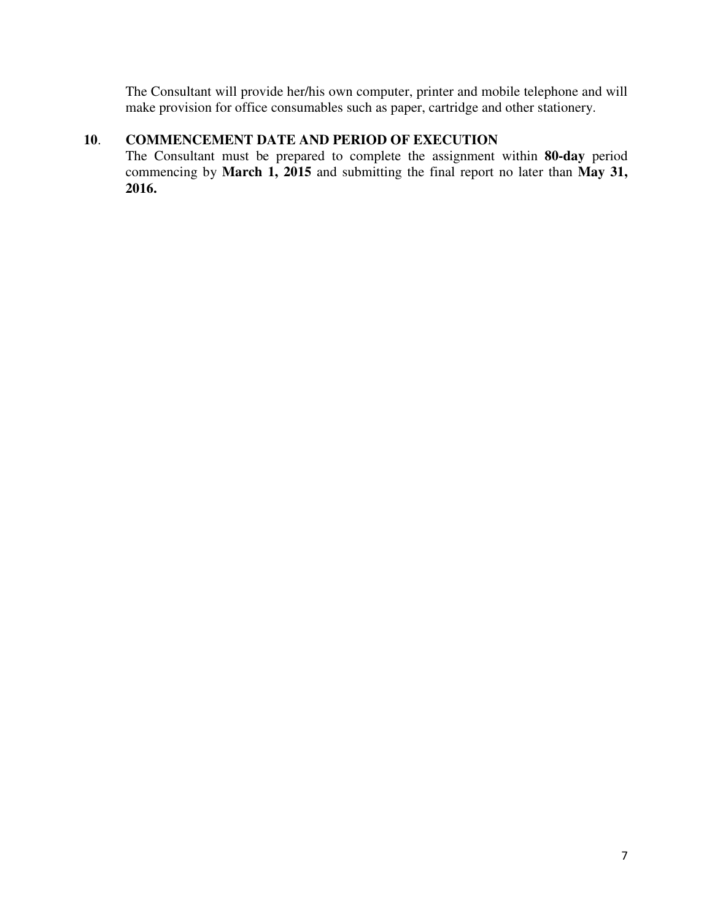The Consultant will provide her/his own computer, printer and mobile telephone and will make provision for office consumables such as paper, cartridge and other stationery.

## 10. COMMENCEMENT DATE AND PERIOD OF EXECUTION

The Consultant must be prepared to complete the assignment within **80-day** period commencing by **March 1, 2015** and submitting the final report no later than **May 31, 2016.**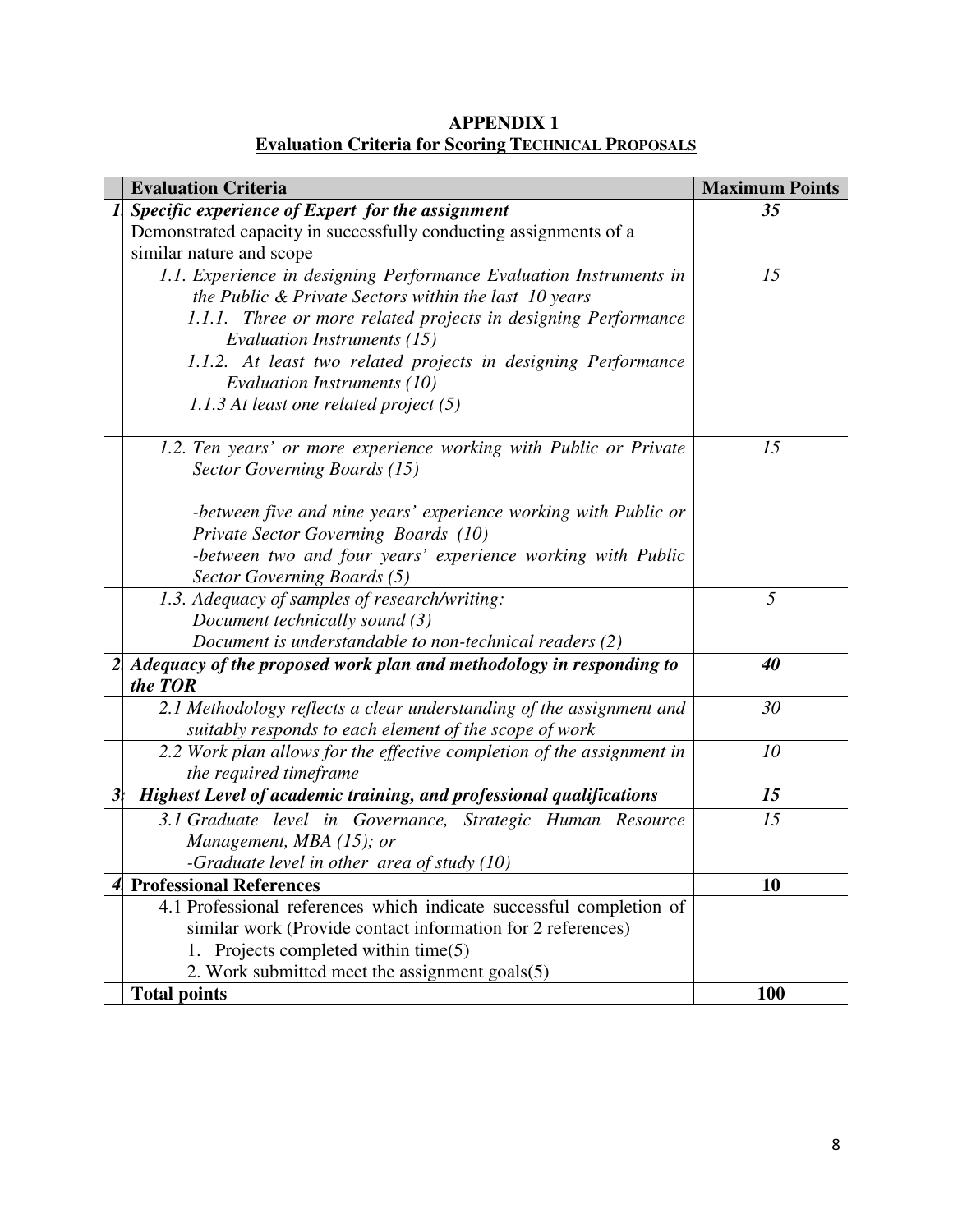**APPENDIX 1**

**Evaluation Criteria for Scoring TECHNICAL PROPOSALS**

| | Evaluation Criteria | Maximum Points |
|---|---|---|
| ***1.*** | ***Specific experience of Expert for the assignment*** <br> Demonstrated capacity in successfully conducting assignments of a similar nature and scope | ***35*** |
| | *1.1. Experience in designing Performance Evaluation Instruments in the Public & Private Sectors within the last 10 years* <br> *1.1.1. Three or more related projects in designing Performance Evaluation Instruments (15)* <br> *1.1.2. At least two related projects in designing Performance Evaluation Instruments (10)* <br> *1.1.3 At least one related project (5)* | *15* |
| | *1.2. Ten years' or more experience working with Public or Private Sector Governing Boards (15)* <br> *-between five and nine years' experience working with Public or Private Sector Governing Boards (10)* <br> *-between two and four years' experience working with Public Sector Governing Boards (5)* | *15* |
| | *1.3. Adequacy of samples of research/writing:* <br> *Document technically sound (3)* <br> *Document is understandable to non-technical readers (2)* | *5* |
| ***2.*** | ***Adequacy of the proposed work plan and methodology in responding to the TOR*** | ***40*** |
| | *2.1 Methodology reflects a clear understanding of the assignment and suitably responds to each element of the scope of work* | *30* |
| | *2.2 Work plan allows for the effective completion of the assignment in the required timeframe* | *10* |
| ***3.*** | ***Highest Level of academic training, and professional qualifications*** | ***15*** |
| | *3.1 Graduate level in Governance, Strategic Human Resource Management, MBA (15); or* <br> *-Graduate level in other area of study (10)* | *15* |
| ***4.*** | **Professional References** | **10** |
| | 4.1 Professional references which indicate successful completion of similar work (Provide contact information for 2 references) <br> 1. Projects completed within time(5) <br> 2. Work submitted meet the assignment goals(5) | |
| | **Total points** | **100** |